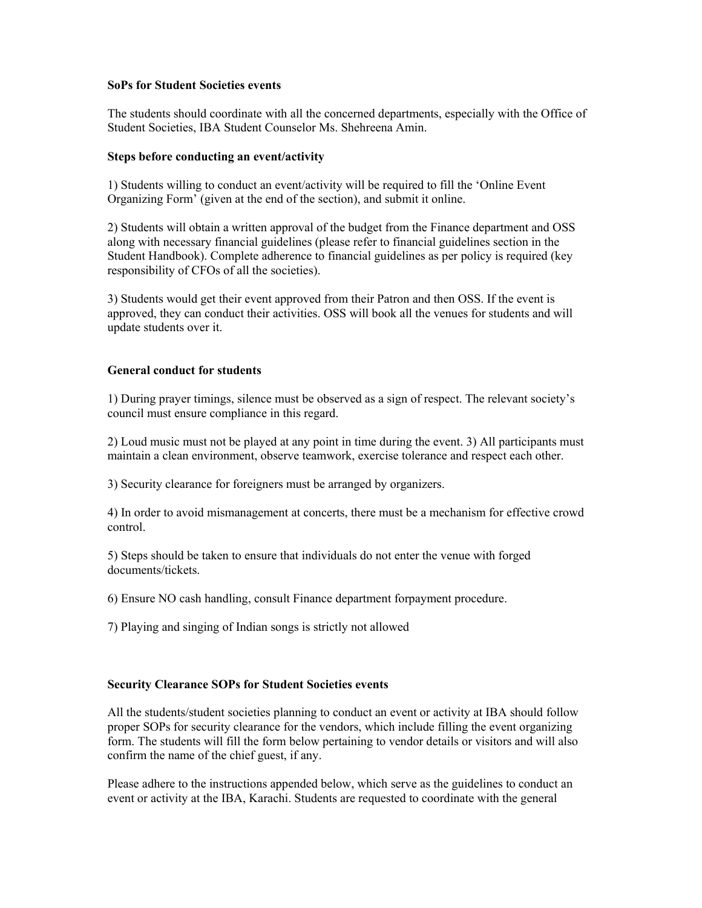**SoPs for Student Societies events**

The students should coordinate with all the concerned departments, especially with the Office of Student Societies, IBA Student Counselor Ms. Shehreena Amin.

**Steps before conducting an event/activity**

1) Students willing to conduct an event/activity will be required to fill the 'Online Event Organizing Form' (given at the end of the section), and submit it online.

2) Students will obtain a written approval of the budget from the Finance department and OSS along with necessary financial guidelines (please refer to financial guidelines section in the Student Handbook). Complete adherence to financial guidelines as per policy is required (key responsibility of CFOs of all the societies).

3) Students would get their event approved from their Patron and then OSS. If the event is approved, they can conduct their activities. OSS will book all the venues for students and will update students over it.

**General conduct for students**

1) During prayer timings, silence must be observed as a sign of respect. The relevant society's council must ensure compliance in this regard.

2) Loud music must not be played at any point in time during the event. 3) All participants must maintain a clean environment, observe teamwork, exercise tolerance and respect each other.

3) Security clearance for foreigners must be arranged by organizers.

4) In order to avoid mismanagement at concerts, there must be a mechanism for effective crowd control.

5) Steps should be taken to ensure that individuals do not enter the venue with forged documents/tickets.

6) Ensure NO cash handling, consult Finance department forpayment procedure.

7) Playing and singing of Indian songs is strictly not allowed

**Security Clearance SOPs for Student Societies events**

All the students/student societies planning to conduct an event or activity at IBA should follow proper SOPs for security clearance for the vendors, which include filling the event organizing form. The students will fill the form below pertaining to vendor details or visitors and will also confirm the name of the chief guest, if any.

Please adhere to the instructions appended below, which serve as the guidelines to conduct an event or activity at the IBA, Karachi. Students are requested to coordinate with the general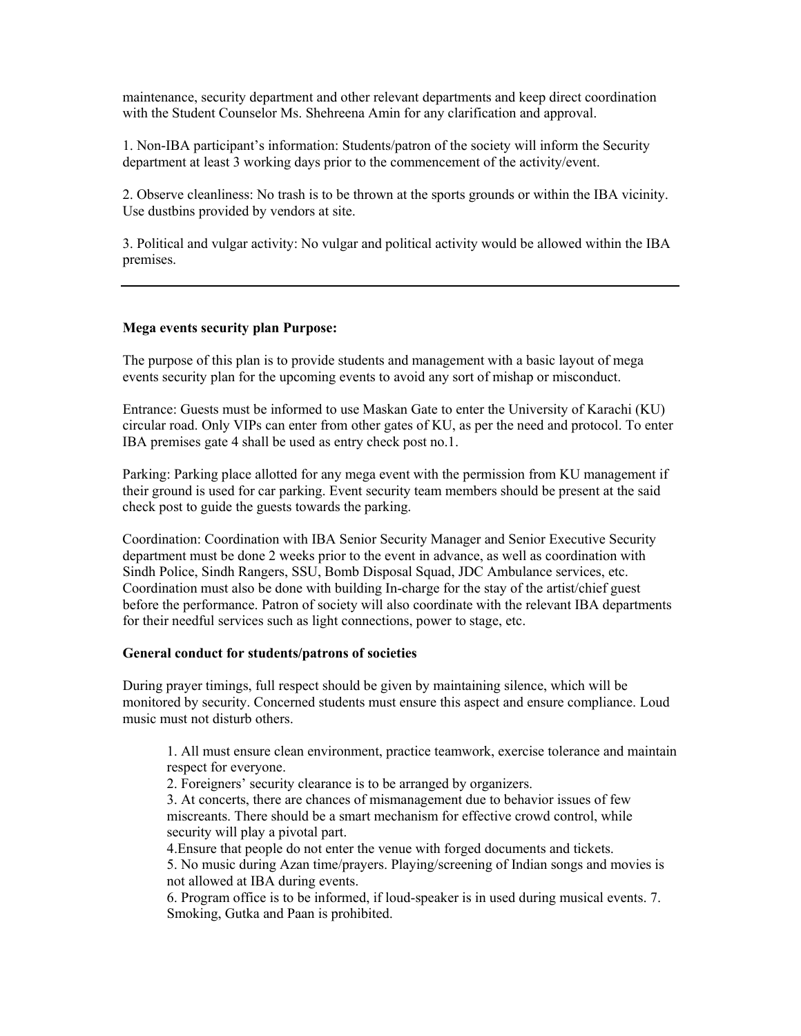maintenance, security department and other relevant departments and keep direct coordination with the Student Counselor Ms. Shehreena Amin for any clarification and approval.

1. Non-IBA participant's information: Students/patron of the society will inform the Security department at least 3 working days prior to the commencement of the activity/event.

2. Observe cleanliness: No trash is to be thrown at the sports grounds or within the IBA vicinity. Use dustbins provided by vendors at site.

3. Political and vulgar activity: No vulgar and political activity would be allowed within the IBA premises.

---

**Mega events security plan Purpose:**

The purpose of this plan is to provide students and management with a basic layout of mega events security plan for the upcoming events to avoid any sort of mishap or misconduct.

Entrance: Guests must be informed to use Maskan Gate to enter the University of Karachi (KU) circular road. Only VIPs can enter from other gates of KU, as per the need and protocol. To enter IBA premises gate 4 shall be used as entry check post no.1.

Parking: Parking place allotted for any mega event with the permission from KU management if their ground is used for car parking. Event security team members should be present at the said check post to guide the guests towards the parking.

Coordination: Coordination with IBA Senior Security Manager and Senior Executive Security department must be done 2 weeks prior to the event in advance, as well as coordination with Sindh Police, Sindh Rangers, SSU, Bomb Disposal Squad, JDC Ambulance services, etc. Coordination must also be done with building In-charge for the stay of the artist/chief guest before the performance. Patron of society will also coordinate with the relevant IBA departments for their needful services such as light connections, power to stage, etc.

**General conduct for students/patrons of societies**

During prayer timings, full respect should be given by maintaining silence, which will be monitored by security. Concerned students must ensure this aspect and ensure compliance. Loud music must not disturb others.

1. All must ensure clean environment, practice teamwork, exercise tolerance and maintain respect for everyone.
2. Foreigners' security clearance is to be arranged by organizers.
3. At concerts, there are chances of mismanagement due to behavior issues of few miscreants. There should be a smart mechanism for effective crowd control, while security will play a pivotal part.
4. Ensure that people do not enter the venue with forged documents and tickets.
5. No music during Azan time/prayers. Playing/screening of Indian songs and movies is not allowed at IBA during events.
6. Program office is to be informed, if loud-speaker is in used during musical events.
7. Smoking, Gutka and Paan is prohibited.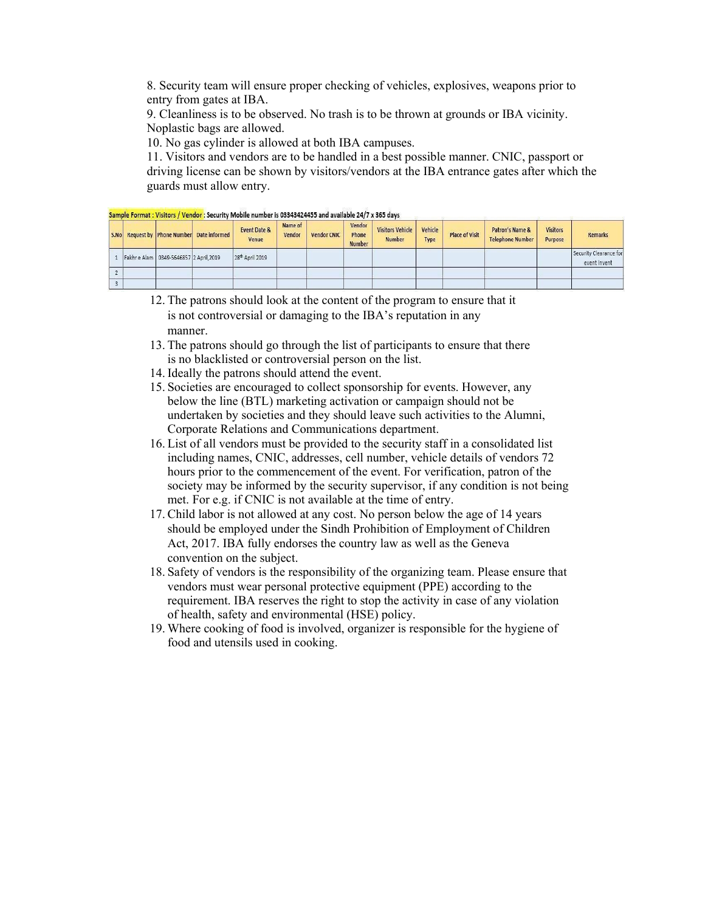8. Security team will ensure proper checking of vehicles, explosives, weapons prior to entry from gates at IBA.
9. Cleanliness is to be observed. No trash is to be thrown at grounds or IBA vicinity. Noplastic bags are allowed.
10. No gas cylinder is allowed at both IBA campuses.
11. Visitors and vendors are to be handled in a best possible manner. CNIC, passport or driving license can be shown by visitors/vendors at the IBA entrance gates after which the guards must allow entry.

**Sample Format : Visitors / Vendor : Security Mobile number is 03343424455 and available 24/7 x 365 days**

| S.No | Request by | Phone Number | Date informed | Event Date & Venue | Name of Vendor | Vendor CNIC | Vendor Phone Number | Visitors Vehicle Number | Vehicle Type | Place of Visit | Patron's Name & Telephone Number | Visitors Purpose | Remarks |
|---|---|---|---|---|---|---|---|---|---|---|---|---|---|
| 1 | Fakhr e Alam | 0349-5646857 | 2 April,2019 | 28th April 2019 | | | | | | | | | Security Clearance for event invent |
| 2 | | | | | | | | | | | | | |
| 3 | | | | | | | | | | | | | |

12. The patrons should look at the content of the program to ensure that it is not controversial or damaging to the IBA's reputation in any manner.
13. The patrons should go through the list of participants to ensure that there is no blacklisted or controversial person on the list.
14. Ideally the patrons should attend the event.
15. Societies are encouraged to collect sponsorship for events. However, any below the line (BTL) marketing activation or campaign should not be undertaken by societies and they should leave such activities to the Alumni, Corporate Relations and Communications department.
16. List of all vendors must be provided to the security staff in a consolidated list including names, CNIC, addresses, cell number, vehicle details of vendors 72 hours prior to the commencement of the event. For verification, patron of the society may be informed by the security supervisor, if any condition is not being met. For e.g. if CNIC is not available at the time of entry.
17. Child labor is not allowed at any cost. No person below the age of 14 years should be employed under the Sindh Prohibition of Employment of Children Act, 2017. IBA fully endorses the country law as well as the Geneva convention on the subject.
18. Safety of vendors is the responsibility of the organizing team. Please ensure that vendors must wear personal protective equipment (PPE) according to the requirement. IBA reserves the right to stop the activity in case of any violation of health, safety and environmental (HSE) policy.
19. Where cooking of food is involved, organizer is responsible for the hygiene of food and utensils used in cooking.